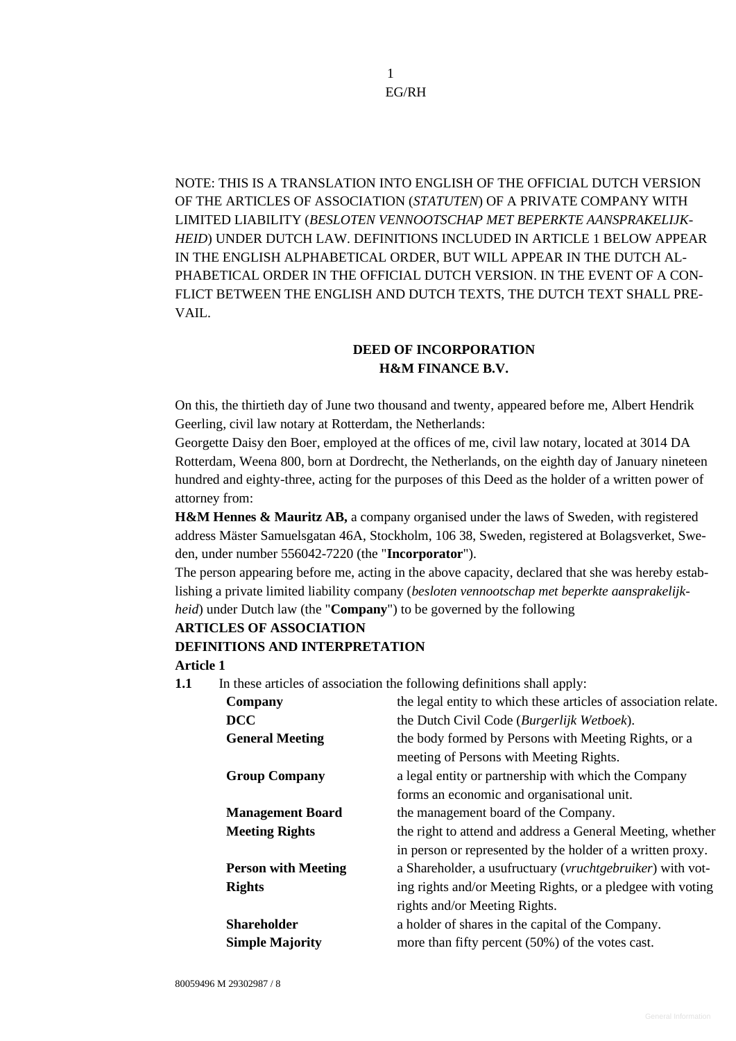NOTE: THIS IS A TRANSLATION INTO ENGLISH OF THE OFFICIAL DUTCH VERSION OF THE ARTICLES OF ASSOCIATION (*STATUTEN*) OF A PRIVATE COMPANY WITH LIMITED LIABILITY (*BESLOTEN VENNOOTSCHAP MET BEPERKTE AANSPRAKELIJKHEID*) UNDER DUTCH LAW. DEFINITIONS INCLUDED IN ARTICLE 1 BELOW APPEAR IN THE ENGLISH ALPHABETICAL ORDER, BUT WILL APPEAR IN THE DUTCH ALPHABETICAL ORDER IN THE OFFICIAL DUTCH VERSION. IN THE EVENT OF A CONFLICT BETWEEN THE ENGLISH AND DUTCH TEXTS, THE DUTCH TEXT SHALL PREVAIL.

## DEED OF INCORPORATION
## H&M FINANCE B.V.

On this, the thirtieth day of June two thousand and twenty, appeared before me, Albert Hendrik Geerling, civil law notary at Rotterdam, the Netherlands:

Georgette Daisy den Boer, employed at the offices of me, civil law notary, located at 3014 DA Rotterdam, Weena 800, born at Dordrecht, the Netherlands, on the eighth day of January nineteen hundred and eighty-three, acting for the purposes of this Deed as the holder of a written power of attorney from:

**H&M Hennes & Mauritz AB,** a company organised under the laws of Sweden, with registered address Mäster Samuelsgatan 46A, Stockholm, 106 38, Sweden, registered at Bolagsverket, Sweden, under number 556042-7220 (the "**Incorporator**").

The person appearing before me, acting in the above capacity, declared that she was hereby establishing a private limited liability company (*besloten vennootschap met beperkte aansprakelijkheid*) under Dutch law (the "**Company**") to be governed by the following

**ARTICLES OF ASSOCIATION**

**DEFINITIONS AND INTERPRETATION**

**Article 1**

**1.1** In these articles of association the following definitions shall apply:

| | |
|---|---|
| **Company** | the legal entity to which these articles of association relate. |
| **DCC** | the Dutch Civil Code (*Burgerlijk Wetboek*). |
| **General Meeting** | the body formed by Persons with Meeting Rights, or a meeting of Persons with Meeting Rights. |
| **Group Company** | a legal entity or partnership with which the Company forms an economic and organisational unit. |
| **Management Board** | the management board of the Company. |
| **Meeting Rights** | the right to attend and address a General Meeting, whether in person or represented by the holder of a written proxy. |
| **Person with Meeting Rights** | a Shareholder, a usufructuary (*vruchtgebruiker*) with voting rights and/or Meeting Rights, or a pledgee with voting rights and/or Meeting Rights. |
| **Shareholder** | a holder of shares in the capital of the Company. |
| **Simple Majority** | more than fifty percent (50%) of the votes cast. |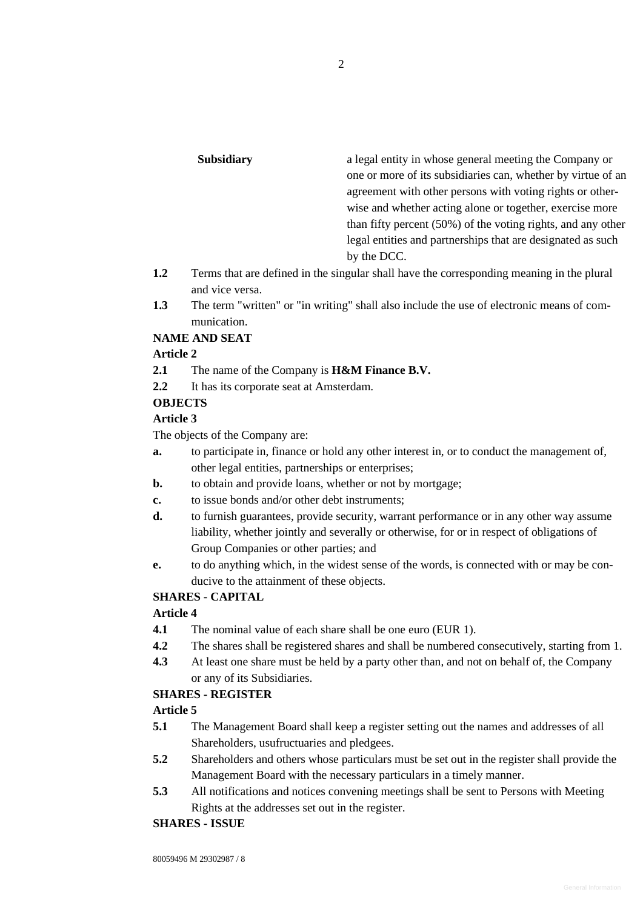**Subsidiary** a legal entity in whose general meeting the Company or one or more of its subsidiaries can, whether by virtue of an agreement with other persons with voting rights or otherwise and whether acting alone or together, exercise more than fifty percent (50%) of the voting rights, and any other legal entities and partnerships that are designated as such by the DCC.

**1.2** Terms that are defined in the singular shall have the corresponding meaning in the plural and vice versa.

**1.3** The term "written" or "in writing" shall also include the use of electronic means of communication.

**NAME AND SEAT**

**Article 2**

**2.1** The name of the Company is **H&M Finance B.V.**

**2.2** It has its corporate seat at Amsterdam.

**OBJECTS**

**Article 3**

The objects of the Company are:

**a.** to participate in, finance or hold any other interest in, or to conduct the management of, other legal entities, partnerships or enterprises;

**b.** to obtain and provide loans, whether or not by mortgage;

**c.** to issue bonds and/or other debt instruments;

**d.** to furnish guarantees, provide security, warrant performance or in any other way assume liability, whether jointly and severally or otherwise, for or in respect of obligations of Group Companies or other parties; and

**e.** to do anything which, in the widest sense of the words, is connected with or may be conducive to the attainment of these objects.

**SHARES - CAPITAL**

**Article 4**

**4.1** The nominal value of each share shall be one euro (EUR 1).

**4.2** The shares shall be registered shares and shall be numbered consecutively, starting from 1.

**4.3** At least one share must be held by a party other than, and not on behalf of, the Company or any of its Subsidiaries.

**SHARES - REGISTER**

**Article 5**

**5.1** The Management Board shall keep a register setting out the names and addresses of all Shareholders, usufructuaries and pledgees.

**5.2** Shareholders and others whose particulars must be set out in the register shall provide the Management Board with the necessary particulars in a timely manner.

**5.3** All notifications and notices convening meetings shall be sent to Persons with Meeting Rights at the addresses set out in the register.

**SHARES - ISSUE**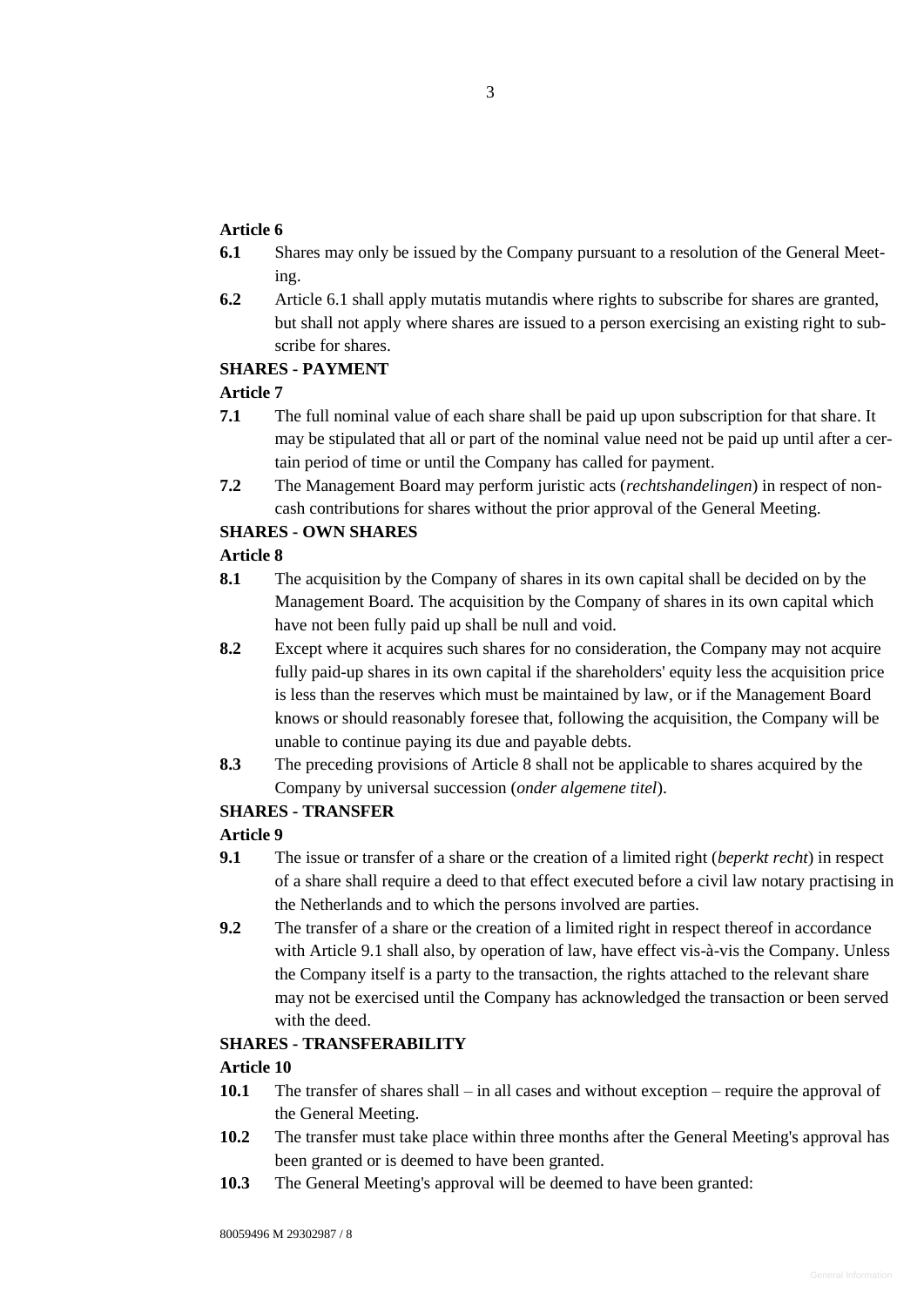**Article 6**

**6.1** Shares may only be issued by the Company pursuant to a resolution of the General Meeting.

**6.2** Article 6.1 shall apply mutatis mutandis where rights to subscribe for shares are granted, but shall not apply where shares are issued to a person exercising an existing right to subscribe for shares.

**SHARES - PAYMENT**

**Article 7**

**7.1** The full nominal value of each share shall be paid up upon subscription for that share. It may be stipulated that all or part of the nominal value need not be paid up until after a certain period of time or until the Company has called for payment.

**7.2** The Management Board may perform juristic acts (*rechtshandelingen*) in respect of non-cash contributions for shares without the prior approval of the General Meeting.

**SHARES - OWN SHARES**

**Article 8**

**8.1** The acquisition by the Company of shares in its own capital shall be decided on by the Management Board. The acquisition by the Company of shares in its own capital which have not been fully paid up shall be null and void.

**8.2** Except where it acquires such shares for no consideration, the Company may not acquire fully paid-up shares in its own capital if the shareholders' equity less the acquisition price is less than the reserves which must be maintained by law, or if the Management Board knows or should reasonably foresee that, following the acquisition, the Company will be unable to continue paying its due and payable debts.

**8.3** The preceding provisions of Article 8 shall not be applicable to shares acquired by the Company by universal succession (*onder algemene titel*).

**SHARES - TRANSFER**

**Article 9**

**9.1** The issue or transfer of a share or the creation of a limited right (*beperkt recht*) in respect of a share shall require a deed to that effect executed before a civil law notary practising in the Netherlands and to which the persons involved are parties.

**9.2** The transfer of a share or the creation of a limited right in respect thereof in accordance with Article 9.1 shall also, by operation of law, have effect vis-à-vis the Company. Unless the Company itself is a party to the transaction, the rights attached to the relevant share may not be exercised until the Company has acknowledged the transaction or been served with the deed.

**SHARES - TRANSFERABILITY**

**Article 10**

**10.1** The transfer of shares shall – in all cases and without exception – require the approval of the General Meeting.

**10.2** The transfer must take place within three months after the General Meeting's approval has been granted or is deemed to have been granted.

**10.3** The General Meeting's approval will be deemed to have been granted: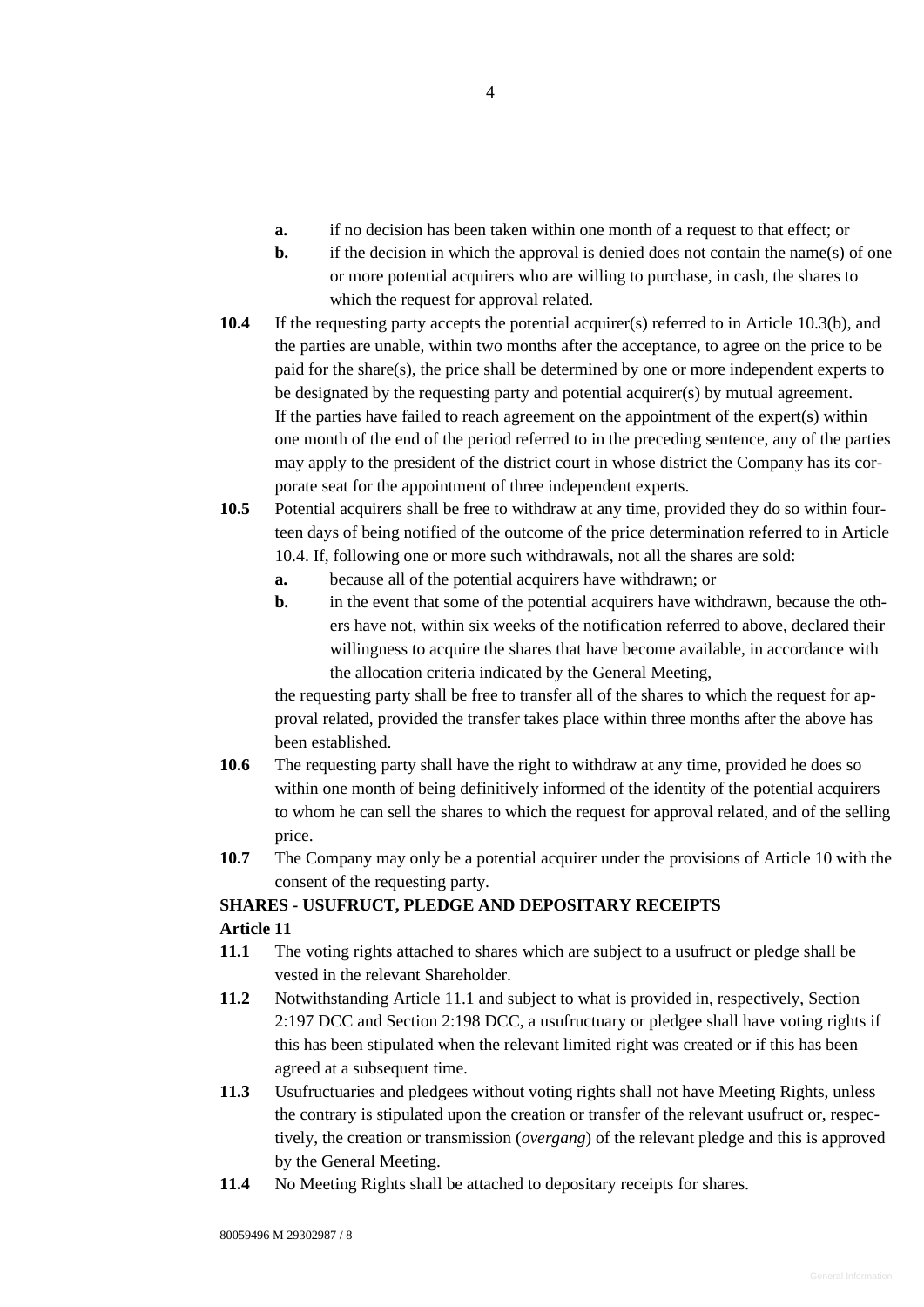**a.** if no decision has been taken within one month of a request to that effect; or

**b.** if the decision in which the approval is denied does not contain the name(s) of one or more potential acquirers who are willing to purchase, in cash, the shares to which the request for approval related.

**10.4** If the requesting party accepts the potential acquirer(s) referred to in Article 10.3(b), and the parties are unable, within two months after the acceptance, to agree on the price to be paid for the share(s), the price shall be determined by one or more independent experts to be designated by the requesting party and potential acquirer(s) by mutual agreement. If the parties have failed to reach agreement on the appointment of the expert(s) within one month of the end of the period referred to in the preceding sentence, any of the parties may apply to the president of the district court in whose district the Company has its corporate seat for the appointment of three independent experts.

**10.5** Potential acquirers shall be free to withdraw at any time, provided they do so within fourteen days of being notified of the outcome of the price determination referred to in Article 10.4. If, following one or more such withdrawals, not all the shares are sold:

**a.** because all of the potential acquirers have withdrawn; or

**b.** in the event that some of the potential acquirers have withdrawn, because the others have not, within six weeks of the notification referred to above, declared their willingness to acquire the shares that have become available, in accordance with the allocation criteria indicated by the General Meeting,

the requesting party shall be free to transfer all of the shares to which the request for approval related, provided the transfer takes place within three months after the above has been established.

**10.6** The requesting party shall have the right to withdraw at any time, provided he does so within one month of being definitively informed of the identity of the potential acquirers to whom he can sell the shares to which the request for approval related, and of the selling price.

**10.7** The Company may only be a potential acquirer under the provisions of Article 10 with the consent of the requesting party.

**SHARES - USUFRUCT, PLEDGE AND DEPOSITARY RECEIPTS**

**Article 11**

**11.1** The voting rights attached to shares which are subject to a usufruct or pledge shall be vested in the relevant Shareholder.

**11.2** Notwithstanding Article 11.1 and subject to what is provided in, respectively, Section 2:197 DCC and Section 2:198 DCC, a usufructuary or pledgee shall have voting rights if this has been stipulated when the relevant limited right was created or if this has been agreed at a subsequent time.

**11.3** Usufructuaries and pledgees without voting rights shall not have Meeting Rights, unless the contrary is stipulated upon the creation or transfer of the relevant usufruct or, respectively, the creation or transmission (*overgang*) of the relevant pledge and this is approved by the General Meeting.

**11.4** No Meeting Rights shall be attached to depositary receipts for shares.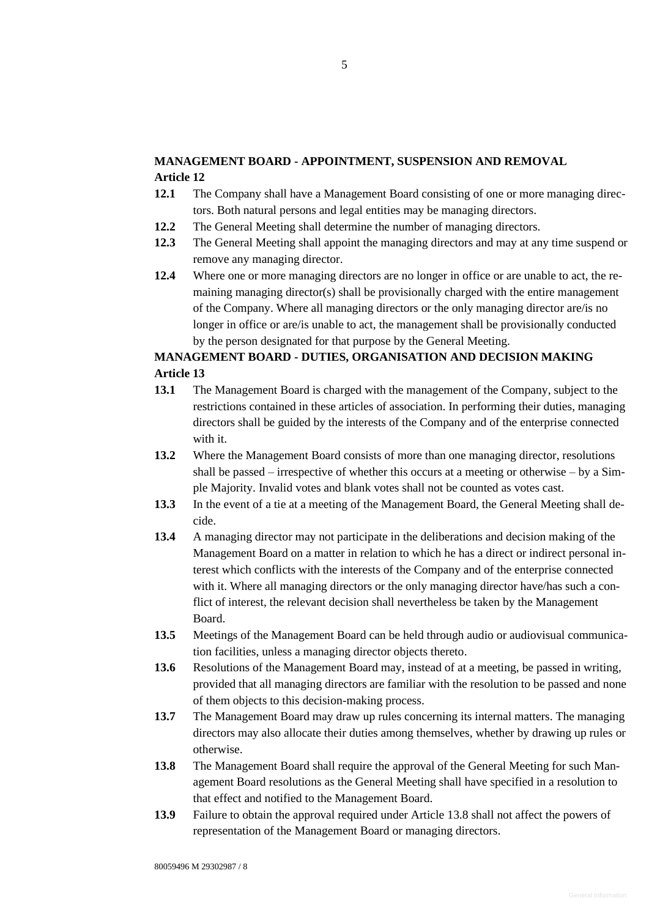**MANAGEMENT BOARD - APPOINTMENT, SUSPENSION AND REMOVAL**
**Article 12**

**12.1** The Company shall have a Management Board consisting of one or more managing directors. Both natural persons and legal entities may be managing directors.

**12.2** The General Meeting shall determine the number of managing directors.

**12.3** The General Meeting shall appoint the managing directors and may at any time suspend or remove any managing director.

**12.4** Where one or more managing directors are no longer in office or are unable to act, the remaining managing director(s) shall be provisionally charged with the entire management of the Company. Where all managing directors or the only managing director are/is no longer in office or are/is unable to act, the management shall be provisionally conducted by the person designated for that purpose by the General Meeting.

**MANAGEMENT BOARD - DUTIES, ORGANISATION AND DECISION MAKING**
**Article 13**

**13.1** The Management Board is charged with the management of the Company, subject to the restrictions contained in these articles of association. In performing their duties, managing directors shall be guided by the interests of the Company and of the enterprise connected with it.

**13.2** Where the Management Board consists of more than one managing director, resolutions shall be passed – irrespective of whether this occurs at a meeting or otherwise – by a Simple Majority. Invalid votes and blank votes shall not be counted as votes cast.

**13.3** In the event of a tie at a meeting of the Management Board, the General Meeting shall decide.

**13.4** A managing director may not participate in the deliberations and decision making of the Management Board on a matter in relation to which he has a direct or indirect personal interest which conflicts with the interests of the Company and of the enterprise connected with it. Where all managing directors or the only managing director have/has such a conflict of interest, the relevant decision shall nevertheless be taken by the Management Board.

**13.5** Meetings of the Management Board can be held through audio or audiovisual communication facilities, unless a managing director objects thereto.

**13.6** Resolutions of the Management Board may, instead of at a meeting, be passed in writing, provided that all managing directors are familiar with the resolution to be passed and none of them objects to this decision-making process.

**13.7** The Management Board may draw up rules concerning its internal matters. The managing directors may also allocate their duties among themselves, whether by drawing up rules or otherwise.

**13.8** The Management Board shall require the approval of the General Meeting for such Management Board resolutions as the General Meeting shall have specified in a resolution to that effect and notified to the Management Board.

**13.9** Failure to obtain the approval required under Article 13.8 shall not affect the powers of representation of the Management Board or managing directors.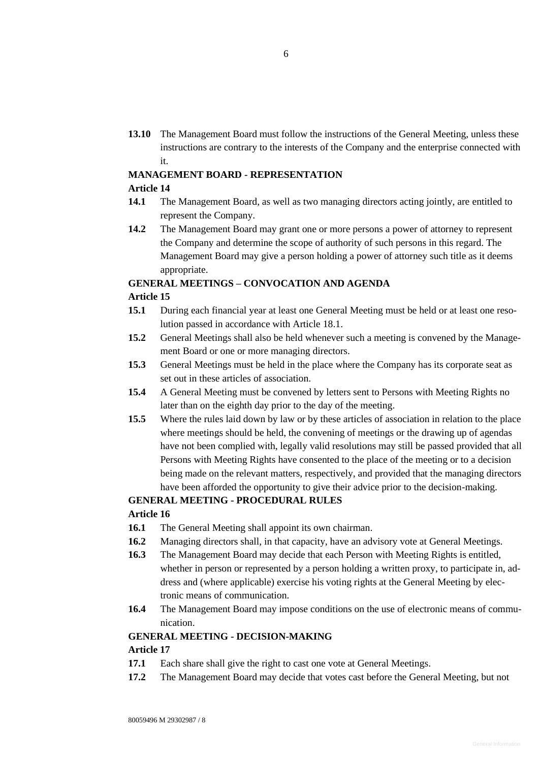**13.10** The Management Board must follow the instructions of the General Meeting, unless these instructions are contrary to the interests of the Company and the enterprise connected with it.

**MANAGEMENT BOARD - REPRESENTATION**

**Article 14**

**14.1** The Management Board, as well as two managing directors acting jointly, are entitled to represent the Company.

**14.2** The Management Board may grant one or more persons a power of attorney to represent the Company and determine the scope of authority of such persons in this regard. The Management Board may give a person holding a power of attorney such title as it deems appropriate.

**GENERAL MEETINGS – CONVOCATION AND AGENDA**

**Article 15**

**15.1** During each financial year at least one General Meeting must be held or at least one resolution passed in accordance with Article 18.1.

**15.2** General Meetings shall also be held whenever such a meeting is convened by the Management Board or one or more managing directors.

**15.3** General Meetings must be held in the place where the Company has its corporate seat as set out in these articles of association.

**15.4** A General Meeting must be convened by letters sent to Persons with Meeting Rights no later than on the eighth day prior to the day of the meeting.

**15.5** Where the rules laid down by law or by these articles of association in relation to the place where meetings should be held, the convening of meetings or the drawing up of agendas have not been complied with, legally valid resolutions may still be passed provided that all Persons with Meeting Rights have consented to the place of the meeting or to a decision being made on the relevant matters, respectively, and provided that the managing directors have been afforded the opportunity to give their advice prior to the decision-making.

**GENERAL MEETING - PROCEDURAL RULES**

**Article 16**

**16.1** The General Meeting shall appoint its own chairman.

**16.2** Managing directors shall, in that capacity, have an advisory vote at General Meetings.

**16.3** The Management Board may decide that each Person with Meeting Rights is entitled, whether in person or represented by a person holding a written proxy, to participate in, address and (where applicable) exercise his voting rights at the General Meeting by electronic means of communication.

**16.4** The Management Board may impose conditions on the use of electronic means of communication.

**GENERAL MEETING - DECISION-MAKING**

**Article 17**

**17.1** Each share shall give the right to cast one vote at General Meetings.

**17.2** The Management Board may decide that votes cast before the General Meeting, but not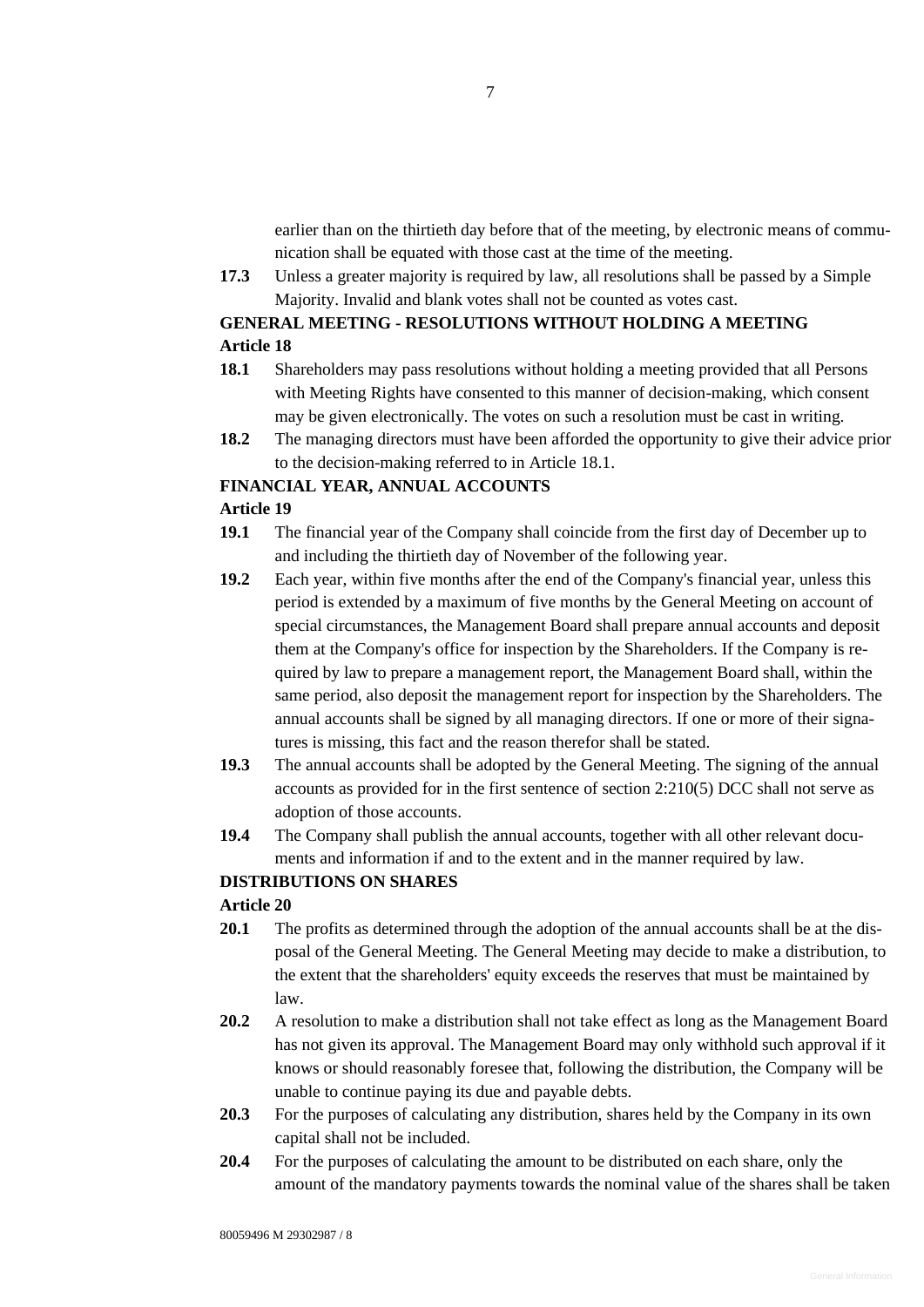earlier than on the thirtieth day before that of the meeting, by electronic means of communication shall be equated with those cast at the time of the meeting.

**17.3** Unless a greater majority is required by law, all resolutions shall be passed by a Simple Majority. Invalid and blank votes shall not be counted as votes cast.

**GENERAL MEETING - RESOLUTIONS WITHOUT HOLDING A MEETING**

**Article 18**

**18.1** Shareholders may pass resolutions without holding a meeting provided that all Persons with Meeting Rights have consented to this manner of decision-making, which consent may be given electronically. The votes on such a resolution must be cast in writing.

**18.2** The managing directors must have been afforded the opportunity to give their advice prior to the decision-making referred to in Article 18.1.

**FINANCIAL YEAR, ANNUAL ACCOUNTS**

**Article 19**

**19.1** The financial year of the Company shall coincide from the first day of December up to and including the thirtieth day of November of the following year.

**19.2** Each year, within five months after the end of the Company's financial year, unless this period is extended by a maximum of five months by the General Meeting on account of special circumstances, the Management Board shall prepare annual accounts and deposit them at the Company's office for inspection by the Shareholders. If the Company is required by law to prepare a management report, the Management Board shall, within the same period, also deposit the management report for inspection by the Shareholders. The annual accounts shall be signed by all managing directors. If one or more of their signatures is missing, this fact and the reason therefor shall be stated.

**19.3** The annual accounts shall be adopted by the General Meeting. The signing of the annual accounts as provided for in the first sentence of section 2:210(5) DCC shall not serve as adoption of those accounts.

**19.4** The Company shall publish the annual accounts, together with all other relevant documents and information if and to the extent and in the manner required by law.

**DISTRIBUTIONS ON SHARES**

**Article 20**

**20.1** The profits as determined through the adoption of the annual accounts shall be at the disposal of the General Meeting. The General Meeting may decide to make a distribution, to the extent that the shareholders' equity exceeds the reserves that must be maintained by law.

**20.2** A resolution to make a distribution shall not take effect as long as the Management Board has not given its approval. The Management Board may only withhold such approval if it knows or should reasonably foresee that, following the distribution, the Company will be unable to continue paying its due and payable debts.

**20.3** For the purposes of calculating any distribution, shares held by the Company in its own capital shall not be included.

**20.4** For the purposes of calculating the amount to be distributed on each share, only the amount of the mandatory payments towards the nominal value of the shares shall be taken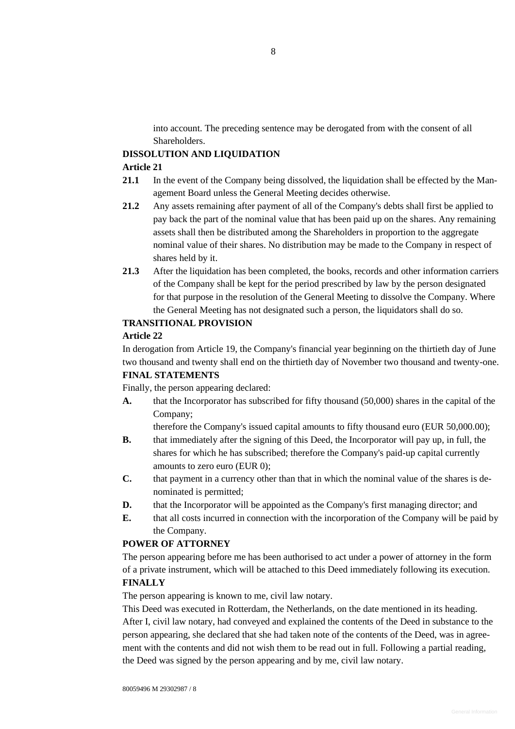into account. The preceding sentence may be derogated from with the consent of all Shareholders.

**DISSOLUTION AND LIQUIDATION**

**Article 21**

**21.1** In the event of the Company being dissolved, the liquidation shall be effected by the Management Board unless the General Meeting decides otherwise.

**21.2** Any assets remaining after payment of all of the Company's debts shall first be applied to pay back the part of the nominal value that has been paid up on the shares. Any remaining assets shall then be distributed among the Shareholders in proportion to the aggregate nominal value of their shares. No distribution may be made to the Company in respect of shares held by it.

**21.3** After the liquidation has been completed, the books, records and other information carriers of the Company shall be kept for the period prescribed by law by the person designated for that purpose in the resolution of the General Meeting to dissolve the Company. Where the General Meeting has not designated such a person, the liquidators shall do so.

**TRANSITIONAL PROVISION**

**Article 22**

In derogation from Article 19, the Company's financial year beginning on the thirtieth day of June two thousand and twenty shall end on the thirtieth day of November two thousand and twenty-one.

**FINAL STATEMENTS**

Finally, the person appearing declared:

**A.** that the Incorporator has subscribed for fifty thousand (50,000) shares in the capital of the Company;
therefore the Company's issued capital amounts to fifty thousand euro (EUR 50,000.00);

**B.** that immediately after the signing of this Deed, the Incorporator will pay up, in full, the shares for which he has subscribed; therefore the Company's paid-up capital currently amounts to zero euro (EUR 0);

**C.** that payment in a currency other than that in which the nominal value of the shares is denominated is permitted;

**D.** that the Incorporator will be appointed as the Company's first managing director; and

**E.** that all costs incurred in connection with the incorporation of the Company will be paid by the Company.

**POWER OF ATTORNEY**

The person appearing before me has been authorised to act under a power of attorney in the form of a private instrument, which will be attached to this Deed immediately following its execution.

**FINALLY**

The person appearing is known to me, civil law notary.

This Deed was executed in Rotterdam, the Netherlands, on the date mentioned in its heading.

After I, civil law notary, had conveyed and explained the contents of the Deed in substance to the person appearing, she declared that she had taken note of the contents of the Deed, was in agreement with the contents and did not wish them to be read out in full. Following a partial reading, the Deed was signed by the person appearing and by me, civil law notary.